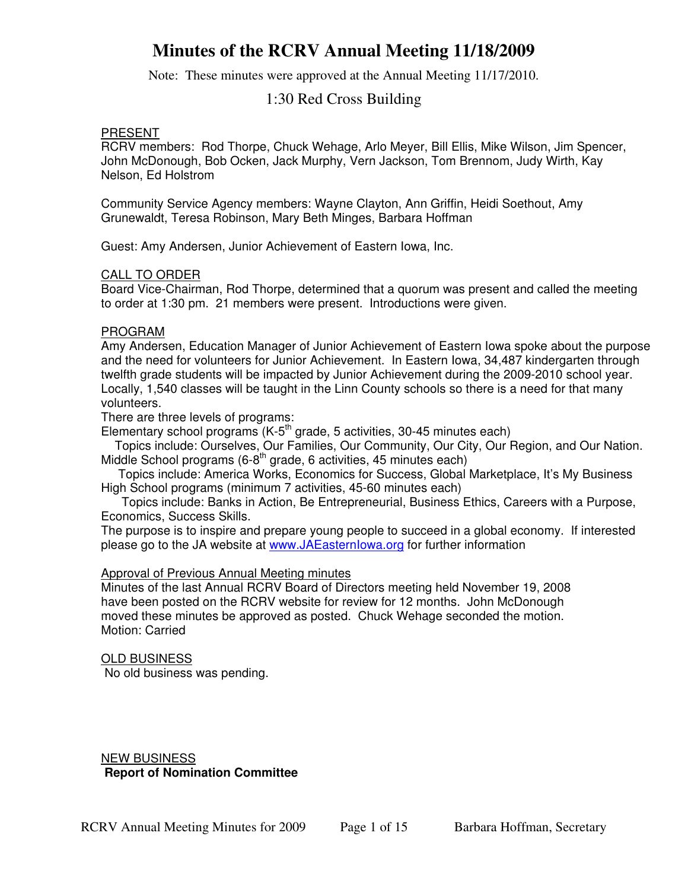# Minutes of the RCRV Annual Meeting 11/18/2009

Note: These minutes were approved at the Annual Meeting 11/17/2010.

1:30 Red Cross Building

PRESENT

RCRV members: Rod Thorpe, Chuck Wehage, Arlo Meyer, Bill Ellis, Mike Wilson, Jim Spencer, John McDonough, Bob Ocken, Jack Murphy, Vern Jackson, Tom Brennom, Judy Wirth, Kay Nelson, Ed Holstrom

Community Service Agency members: Wayne Clayton, Ann Griffin, Heidi Soethout, Amy Grunewaldt, Teresa Robinson, Mary Beth Minges, Barbara Hoffman

Guest: Amy Andersen, Junior Achievement of Eastern Iowa, Inc.

CALL TO ORDER

Board Vice-Chairman, Rod Thorpe, determined that a quorum was present and called the meeting to order at 1:30 pm. 21 members were present. Introductions were given.

PROGRAM

Amy Andersen, Education Manager of Junior Achievement of Eastern Iowa spoke about the purpose and the need for volunteers for Junior Achievement. In Eastern Iowa, 34,487 kindergarten through twelfth grade students will be impacted by Junior Achievement during the 2009-2010 school year. Locally, 1,540 classes will be taught in the Linn County schools so there is a need for that many volunteers.

There are three levels of programs:

Elementary school programs (K-5th grade, 5 activities, 30-45 minutes each)
  Topics include: Ourselves, Our Families, Our Community, Our City, Our Region, and Our Nation.

Middle School programs (6-8th grade, 6 activities, 45 minutes each)
  Topics include: America Works, Economics for Success, Global Marketplace, It's My Business

High School programs (minimum 7 activities, 45-60 minutes each)
  Topics include: Banks in Action, Be Entrepreneurial, Business Ethics, Careers with a Purpose, Economics, Success Skills.

The purpose is to inspire and prepare young people to succeed in a global economy. If interested please go to the JA website at www.JAEasternIowa.org for further information

Approval of Previous Annual Meeting minutes

Minutes of the last Annual RCRV Board of Directors meeting held November 19, 2008 have been posted on the RCRV website for review for 12 months. John McDonough moved these minutes be approved as posted. Chuck Wehage seconded the motion.
Motion: Carried

OLD BUSINESS

No old business was pending.

NEW BUSINESS

**Report of Nomination Committee**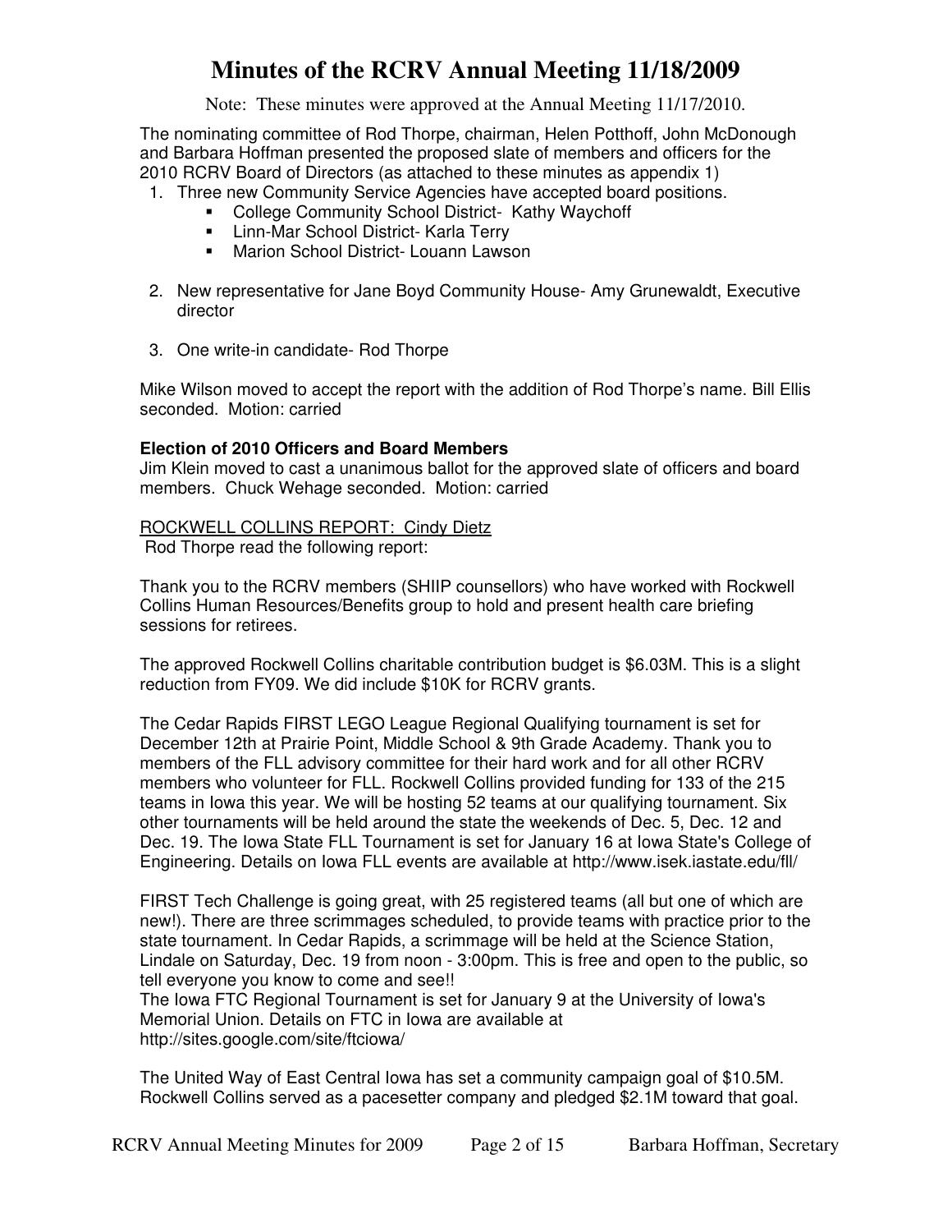# Minutes of the RCRV Annual Meeting 11/18/2009

Note: These minutes were approved at the Annual Meeting 11/17/2010.

The nominating committee of Rod Thorpe, chairman, Helen Potthoff, John McDonough and Barbara Hoffman presented the proposed slate of members and officers for the 2010 RCRV Board of Directors (as attached to these minutes as appendix 1)

1. Three new Community Service Agencies have accepted board positions.
   - College Community School District- Kathy Waychoff
   - Linn-Mar School District- Karla Terry
   - Marion School District- Louann Lawson

2. New representative for Jane Boyd Community House- Amy Grunewaldt, Executive director

3. One write-in candidate- Rod Thorpe

Mike Wilson moved to accept the report with the addition of Rod Thorpe's name. Bill Ellis seconded. Motion: carried

**Election of 2010 Officers and Board Members**
Jim Klein moved to cast a unanimous ballot for the approved slate of officers and board members. Chuck Wehage seconded. Motion: carried

<u>ROCKWELL COLLINS REPORT: Cindy Dietz</u>
Rod Thorpe read the following report:

Thank you to the RCRV members (SHIIP counsellors) who have worked with Rockwell Collins Human Resources/Benefits group to hold and present health care briefing sessions for retirees.

The approved Rockwell Collins charitable contribution budget is $6.03M. This is a slight reduction from FY09. We did include $10K for RCRV grants.

The Cedar Rapids FIRST LEGO League Regional Qualifying tournament is set for December 12th at Prairie Point, Middle School & 9th Grade Academy. Thank you to members of the FLL advisory committee for their hard work and for all other RCRV members who volunteer for FLL. Rockwell Collins provided funding for 133 of the 215 teams in Iowa this year. We will be hosting 52 teams at our qualifying tournament. Six other tournaments will be held around the state the weekends of Dec. 5, Dec. 12 and Dec. 19. The Iowa State FLL Tournament is set for January 16 at Iowa State's College of Engineering. Details on Iowa FLL events are available at http://www.isek.iastate.edu/fll/

FIRST Tech Challenge is going great, with 25 registered teams (all but one of which are new!). There are three scrimmages scheduled, to provide teams with practice prior to the state tournament. In Cedar Rapids, a scrimmage will be held at the Science Station, Lindale on Saturday, Dec. 19 from noon - 3:00pm. This is free and open to the public, so tell everyone you know to come and see!!
The Iowa FTC Regional Tournament is set for January 9 at the University of Iowa's Memorial Union. Details on FTC in Iowa are available at http://sites.google.com/site/ftciowa/

The United Way of East Central Iowa has set a community campaign goal of $10.5M. Rockwell Collins served as a pacesetter company and pledged $2.1M toward that goal.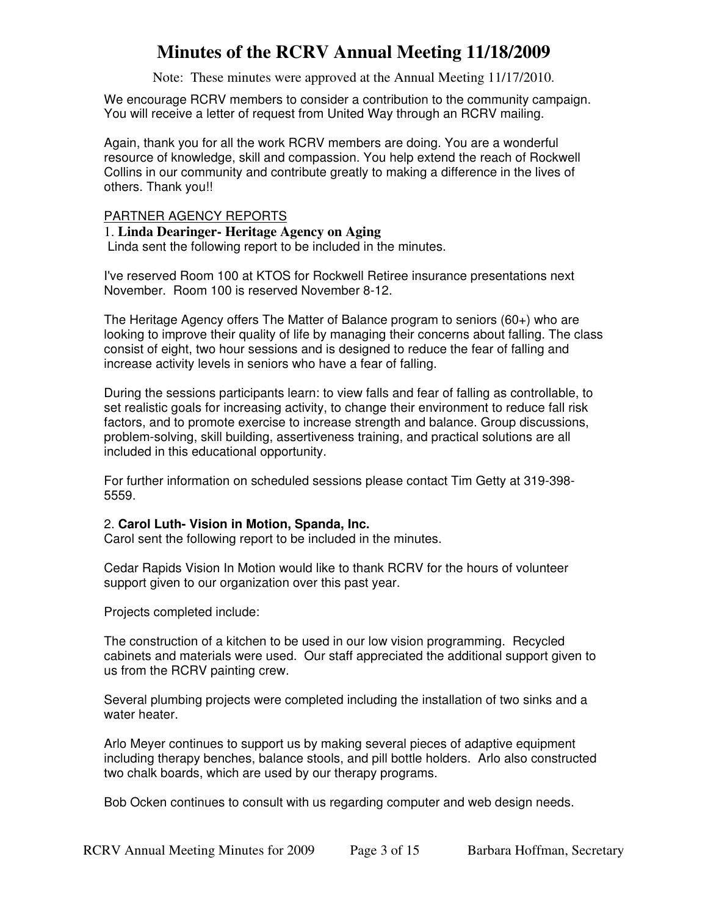# Minutes of the RCRV Annual Meeting 11/18/2009

Note: These minutes were approved at the Annual Meeting 11/17/2010.

We encourage RCRV members to consider a contribution to the community campaign. You will receive a letter of request from United Way through an RCRV mailing.

Again, thank you for all the work RCRV members are doing. You are a wonderful resource of knowledge, skill and compassion. You help extend the reach of Rockwell Collins in our community and contribute greatly to making a difference in the lives of others. Thank you!!

PARTNER AGENCY REPORTS

1. **Linda Dearinger- Heritage Agency on Aging**

Linda sent the following report to be included in the minutes.

I've reserved Room 100 at KTOS for Rockwell Retiree insurance presentations next November. Room 100 is reserved November 8-12.

The Heritage Agency offers The Matter of Balance program to seniors (60+) who are looking to improve their quality of life by managing their concerns about falling. The class consist of eight, two hour sessions and is designed to reduce the fear of falling and increase activity levels in seniors who have a fear of falling.

During the sessions participants learn: to view falls and fear of falling as controllable, to set realistic goals for increasing activity, to change their environment to reduce fall risk factors, and to promote exercise to increase strength and balance. Group discussions, problem-solving, skill building, assertiveness training, and practical solutions are all included in this educational opportunity.

For further information on scheduled sessions please contact Tim Getty at 319-398-5559.

2. **Carol Luth- Vision in Motion, Spanda, Inc.**

Carol sent the following report to be included in the minutes.

Cedar Rapids Vision In Motion would like to thank RCRV for the hours of volunteer support given to our organization over this past year.

Projects completed include:

The construction of a kitchen to be used in our low vision programming. Recycled cabinets and materials were used. Our staff appreciated the additional support given to us from the RCRV painting crew.

Several plumbing projects were completed including the installation of two sinks and a water heater.

Arlo Meyer continues to support us by making several pieces of adaptive equipment including therapy benches, balance stools, and pill bottle holders. Arlo also constructed two chalk boards, which are used by our therapy programs.

Bob Ocken continues to consult with us regarding computer and web design needs.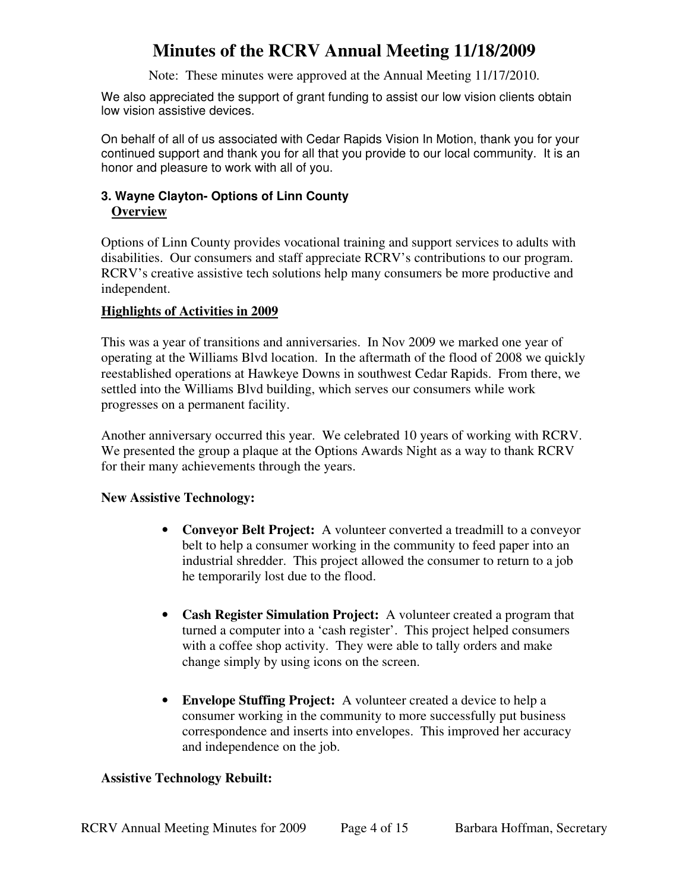# Minutes of the RCRV Annual Meeting 11/18/2009

Note: These minutes were approved at the Annual Meeting 11/17/2010.

We also appreciated the support of grant funding to assist our low vision clients obtain low vision assistive devices.

On behalf of all of us associated with Cedar Rapids Vision In Motion, thank you for your continued support and thank you for all that you provide to our local community. It is an honor and pleasure to work with all of you.

### 3. Wayne Clayton- Options of Linn County

**Overview**

Options of Linn County provides vocational training and support services to adults with disabilities. Our consumers and staff appreciate RCRV's contributions to our program. RCRV's creative assistive tech solutions help many consumers be more productive and independent.

**Highlights of Activities in 2009**

This was a year of transitions and anniversaries. In Nov 2009 we marked one year of operating at the Williams Blvd location. In the aftermath of the flood of 2008 we quickly reestablished operations at Hawkeye Downs in southwest Cedar Rapids. From there, we settled into the Williams Blvd building, which serves our consumers while work progresses on a permanent facility.

Another anniversary occurred this year. We celebrated 10 years of working with RCRV. We presented the group a plaque at the Options Awards Night as a way to thank RCRV for their many achievements through the years.

**New Assistive Technology:**

- **Conveyor Belt Project:** A volunteer converted a treadmill to a conveyor belt to help a consumer working in the community to feed paper into an industrial shredder. This project allowed the consumer to return to a job he temporarily lost due to the flood.

- **Cash Register Simulation Project:** A volunteer created a program that turned a computer into a 'cash register'. This project helped consumers with a coffee shop activity. They were able to tally orders and make change simply by using icons on the screen.

- **Envelope Stuffing Project:** A volunteer created a device to help a consumer working in the community to more successfully put business correspondence and inserts into envelopes. This improved her accuracy and independence on the job.

**Assistive Technology Rebuilt:**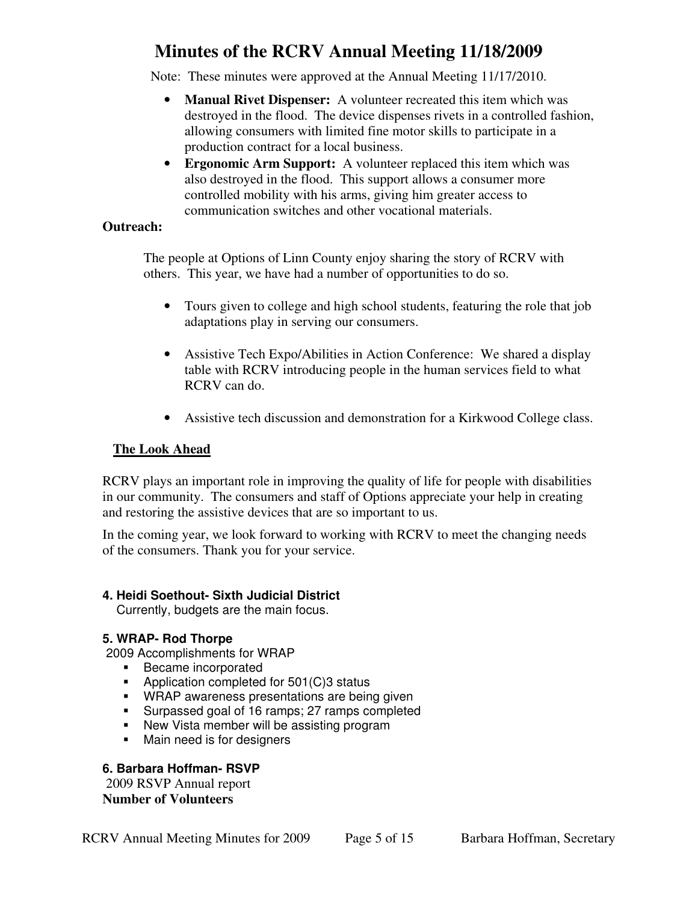// Title "Minutes of the RCRV Annual Meeting 11/18/2009" appears at top of page; may be running header but include? It's repeated likely on every page. Omit as running header? Safer to omit along with note? The note also likely repeats. Hmm.

- **Manual Rivet Dispenser:** A volunteer recreated this item which was destroyed in the flood. The device dispenses rivets in a controlled fashion, allowing consumers with limited fine motor skills to participate in a production contract for a local business.
- **Ergonomic Arm Support:** A volunteer replaced this item which was also destroyed in the flood. This support allows a consumer more controlled mobility with his arms, giving him greater access to communication switches and other vocational materials.

**Outreach:**

The people at Options of Linn County enjoy sharing the story of RCRV with others. This year, we have had a number of opportunities to do so.

- Tours given to college and high school students, featuring the role that job adaptations play in serving our consumers.
- Assistive Tech Expo/Abilities in Action Conference: We shared a display table with RCRV introducing people in the human services field to what RCRV can do.
- Assistive tech discussion and demonstration for a Kirkwood College class.

**The Look Ahead**

RCRV plays an important role in improving the quality of life for people with disabilities in our community. The consumers and staff of Options appreciate your help in creating and restoring the assistive devices that are so important to us.

In the coming year, we look forward to working with RCRV to meet the changing needs of the consumers. Thank you for your service.

#### 4. Heidi Soethout- Sixth Judicial District

Currently, budgets are the main focus.

#### 5. WRAP- Rod Thorpe

2009 Accomplishments for WRAP

- Became incorporated
- Application completed for 501(C)3 status
- WRAP awareness presentations are being given
- Surpassed goal of 16 ramps; 27 ramps completed
- New Vista member will be assisting program
- Main need is for designers

#### 6. Barbara Hoffman- RSVP

2009 RSVP Annual report

**Number of Volunteers**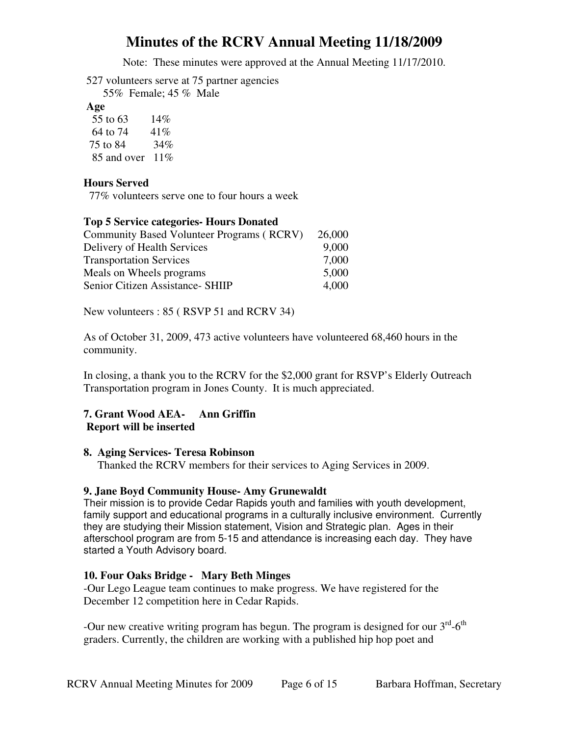# Minutes of the RCRV Annual Meeting 11/18/2009

Note: These minutes were approved at the Annual Meeting 11/17/2010.

527 volunteers serve at 75 partner agencies

55% Female; 45 % Male

**Age**

| Age | Percent |
|---|---|
| 55 to 63 | 14% |
| 64 to 74 | 41% |
| 75 to 84 | 34% |
| 85 and over | 11% |

**Hours Served**

77% volunteers serve one to four hours a week

**Top 5 Service categories- Hours Donated**

| Category | Hours |
|---|---|
| Community Based Volunteer Programs ( RCRV) | 26,000 |
| Delivery of Health Services | 9,000 |
| Transportation Services | 7,000 |
| Meals on Wheels programs | 5,000 |
| Senior Citizen Assistance- SHIIP | 4,000 |

New volunteers : 85 ( RSVP 51 and RCRV 34)

As of October 31, 2009, 473 active volunteers have volunteered 68,460 hours in the community.

In closing, a thank you to the RCRV for the $2,000 grant for RSVP's Elderly Outreach Transportation program in Jones County. It is much appreciated.

**7. Grant Wood AEA- Ann Griffin**
**Report will be inserted**

**8. Aging Services- Teresa Robinson**

Thanked the RCRV members for their services to Aging Services in 2009.

**9. Jane Boyd Community House- Amy Grunewaldt**

Their mission is to provide Cedar Rapids youth and families with youth development, family support and educational programs in a culturally inclusive environment. Currently they are studying their Mission statement, Vision and Strategic plan. Ages in their afterschool program are from 5-15 and attendance is increasing each day. They have started a Youth Advisory board.

**10. Four Oaks Bridge - Mary Beth Minges**

-Our Lego League team continues to make progress. We have registered for the December 12 competition here in Cedar Rapids.

-Our new creative writing program has begun. The program is designed for our 3rd-6th graders. Currently, the children are working with a published hip hop poet and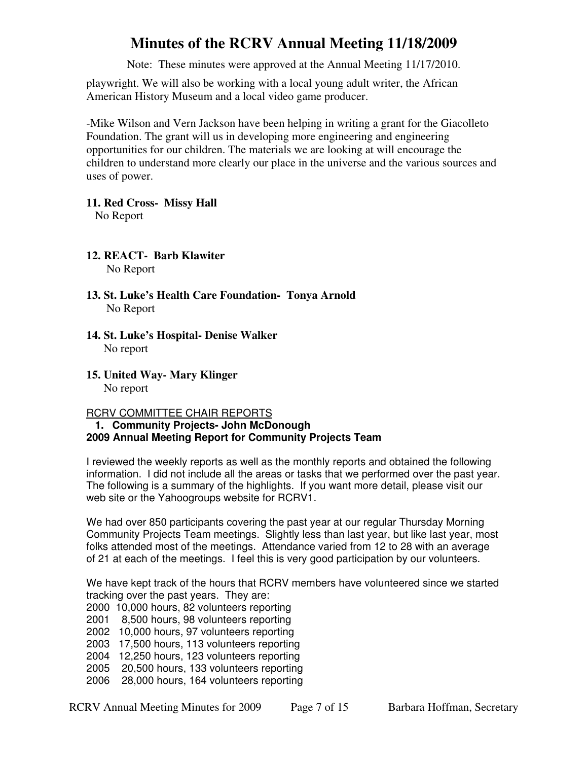playwright. We will also be working with a local young adult writer, the African American History Museum and a local video game producer.

-Mike Wilson and Vern Jackson have been helping in writing a grant for the Giacolleto Foundation. The grant will us in developing more engineering and engineering opportunities for our children. The materials we are looking at will encourage the children to understand more clearly our place in the universe and the various sources and uses of power.

**11. Red Cross- Missy Hall**
No Report

**12. REACT- Barb Klawiter**
No Report

**13. St. Luke's Health Care Foundation- Tonya Arnold**
No Report

**14. St. Luke's Hospital- Denise Walker**
No report

**15. United Way- Mary Klinger**
No report

RCRV COMMITTEE CHAIR REPORTS

**1. Community Projects- John McDonough**

**2009 Annual Meeting Report for Community Projects Team**

I reviewed the weekly reports as well as the monthly reports and obtained the following information. I did not include all the areas or tasks that we performed over the past year. The following is a summary of the highlights. If you want more detail, please visit our web site or the Yahoogroups website for RCRV1.

We had over 850 participants covering the past year at our regular Thursday Morning Community Projects Team meetings. Slightly less than last year, but like last year, most folks attended most of the meetings. Attendance varied from 12 to 28 with an average of 21 at each of the meetings. I feel this is very good participation by our volunteers.

We have kept track of the hours that RCRV members have volunteered since we started tracking over the past years. They are:

2000 10,000 hours, 82 volunteers reporting
2001 8,500 hours, 98 volunteers reporting
2002 10,000 hours, 97 volunteers reporting
2003 17,500 hours, 113 volunteers reporting
2004 12,250 hours, 123 volunteers reporting
2005 20,500 hours, 133 volunteers reporting
2006 28,000 hours, 164 volunteers reporting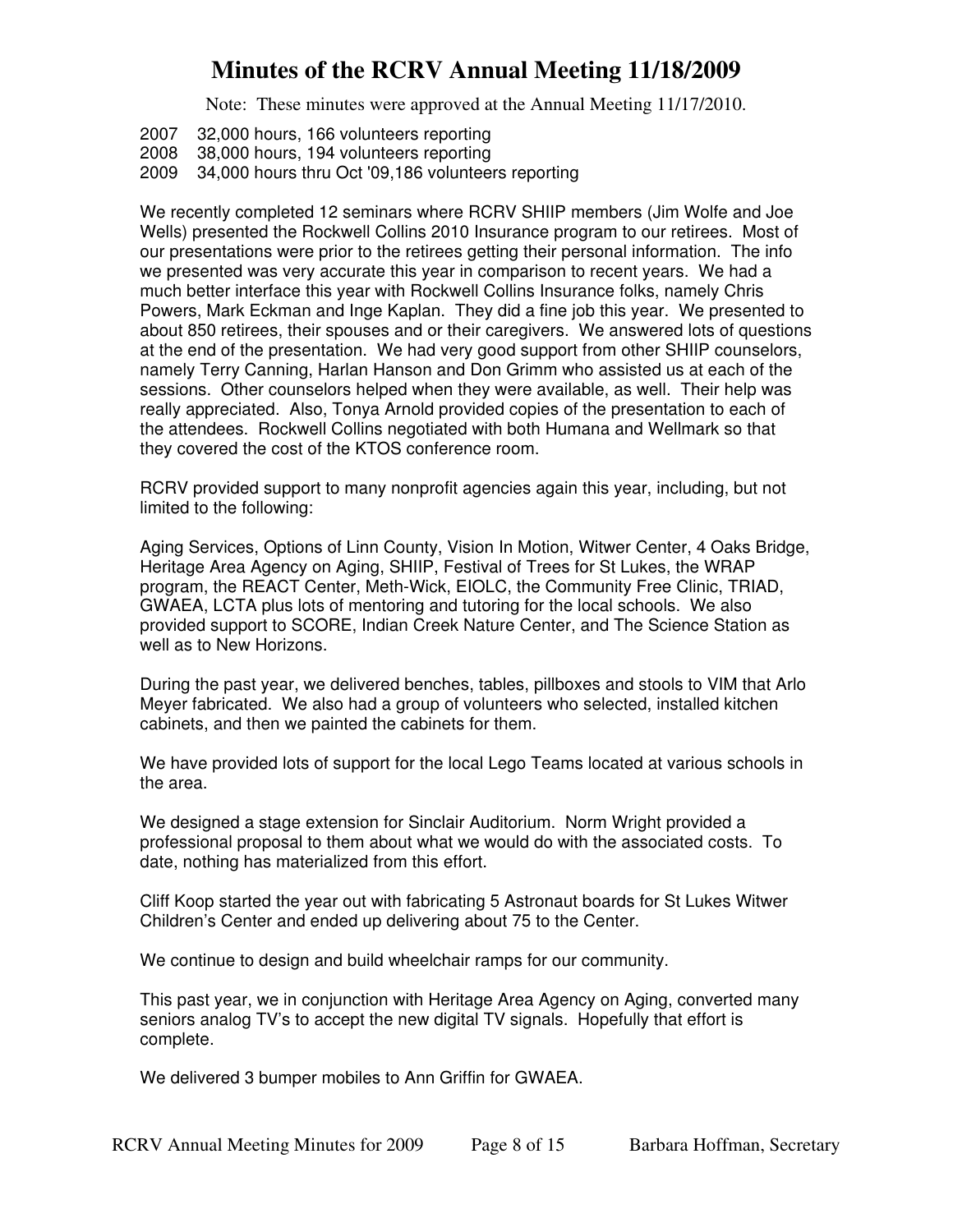# Minutes of the RCRV Annual Meeting 11/18/2009

Note: These minutes were approved at the Annual Meeting 11/17/2010.

2007 32,000 hours, 166 volunteers reporting
2008 38,000 hours, 194 volunteers reporting
2009 34,000 hours thru Oct '09,186 volunteers reporting

We recently completed 12 seminars where RCRV SHIIP members (Jim Wolfe and Joe Wells) presented the Rockwell Collins 2010 Insurance program to our retirees. Most of our presentations were prior to the retirees getting their personal information. The info we presented was very accurate this year in comparison to recent years. We had a much better interface this year with Rockwell Collins Insurance folks, namely Chris Powers, Mark Eckman and Inge Kaplan. They did a fine job this year. We presented to about 850 retirees, their spouses and or their caregivers. We answered lots of questions at the end of the presentation. We had very good support from other SHIIP counselors, namely Terry Canning, Harlan Hanson and Don Grimm who assisted us at each of the sessions. Other counselors helped when they were available, as well. Their help was really appreciated. Also, Tonya Arnold provided copies of the presentation to each of the attendees. Rockwell Collins negotiated with both Humana and Wellmark so that they covered the cost of the KTOS conference room.

RCRV provided support to many nonprofit agencies again this year, including, but not limited to the following:

Aging Services, Options of Linn County, Vision In Motion, Witwer Center, 4 Oaks Bridge, Heritage Area Agency on Aging, SHIIP, Festival of Trees for St Lukes, the WRAP program, the REACT Center, Meth-Wick, EIOLC, the Community Free Clinic, TRIAD, GWAEA, LCTA plus lots of mentoring and tutoring for the local schools. We also provided support to SCORE, Indian Creek Nature Center, and The Science Station as well as to New Horizons.

During the past year, we delivered benches, tables, pillboxes and stools to VIM that Arlo Meyer fabricated. We also had a group of volunteers who selected, installed kitchen cabinets, and then we painted the cabinets for them.

We have provided lots of support for the local Lego Teams located at various schools in the area.

We designed a stage extension for Sinclair Auditorium. Norm Wright provided a professional proposal to them about what we would do with the associated costs. To date, nothing has materialized from this effort.

Cliff Koop started the year out with fabricating 5 Astronaut boards for St Lukes Witwer Children's Center and ended up delivering about 75 to the Center.

We continue to design and build wheelchair ramps for our community.

This past year, we in conjunction with Heritage Area Agency on Aging, converted many seniors analog TV's to accept the new digital TV signals. Hopefully that effort is complete.

We delivered 3 bumper mobiles to Ann Griffin for GWAEA.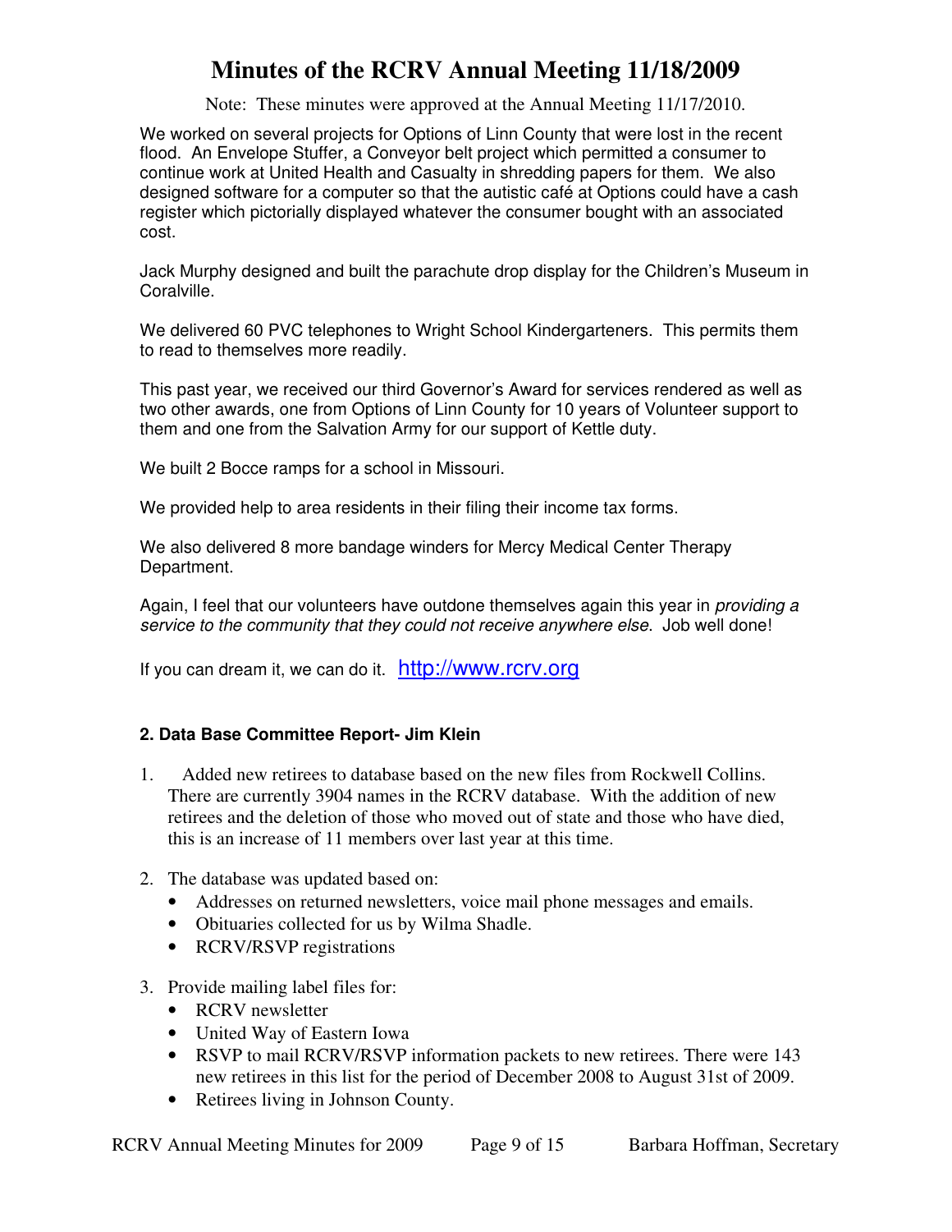# Minutes of the RCRV Annual Meeting 11/18/2009

Note: These minutes were approved at the Annual Meeting 11/17/2010.

We worked on several projects for Options of Linn County that were lost in the recent flood. An Envelope Stuffer, a Conveyor belt project which permitted a consumer to continue work at United Health and Casualty in shredding papers for them. We also designed software for a computer so that the autistic café at Options could have a cash register which pictorially displayed whatever the consumer bought with an associated cost.

Jack Murphy designed and built the parachute drop display for the Children's Museum in Coralville.

We delivered 60 PVC telephones to Wright School Kindergarteners. This permits them to read to themselves more readily.

This past year, we received our third Governor's Award for services rendered as well as two other awards, one from Options of Linn County for 10 years of Volunteer support to them and one from the Salvation Army for our support of Kettle duty.

We built 2 Bocce ramps for a school in Missouri.

We provided help to area residents in their filing their income tax forms.

We also delivered 8 more bandage winders for Mercy Medical Center Therapy Department.

Again, I feel that our volunteers have outdone themselves again this year in *providing a service to the community that they could not receive anywhere else*. Job well done!

If you can dream it, we can do it. http://www.rcrv.org

**2. Data Base Committee Report- Jim Klein**

1. Added new retirees to database based on the new files from Rockwell Collins. There are currently 3904 names in the RCRV database. With the addition of new retirees and the deletion of those who moved out of state and those who have died, this is an increase of 11 members over last year at this time.

2. The database was updated based on:
   - Addresses on returned newsletters, voice mail phone messages and emails.
   - Obituaries collected for us by Wilma Shadle.
   - RCRV/RSVP registrations

3. Provide mailing label files for:
   - RCRV newsletter
   - United Way of Eastern Iowa
   - RSVP to mail RCRV/RSVP information packets to new retirees. There were 143 new retirees in this list for the period of December 2008 to August 31st of 2009.
   - Retirees living in Johnson County.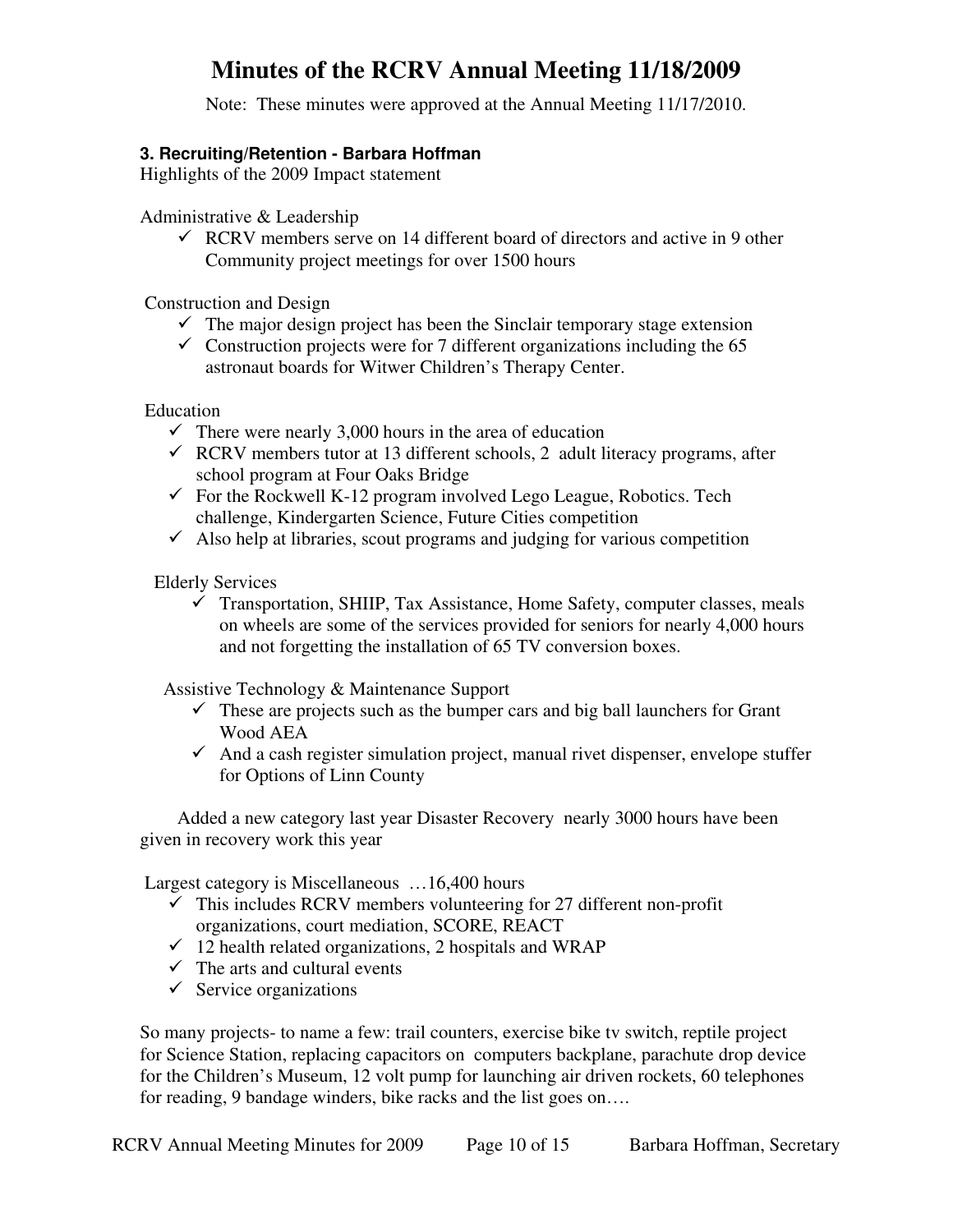# Minutes of the RCRV Annual Meeting 11/18/2009

Note: These minutes were approved at the Annual Meeting 11/17/2010.

### 3. Recruiting/Retention - Barbara Hoffman

Highlights of the 2009 Impact statement

Administrative & Leadership

- ✓ RCRV members serve on 14 different board of directors and active in 9 other Community project meetings for over 1500 hours

Construction and Design

- ✓ The major design project has been the Sinclair temporary stage extension
- ✓ Construction projects were for 7 different organizations including the 65 astronaut boards for Witwer Children's Therapy Center.

Education

- ✓ There were nearly 3,000 hours in the area of education
- ✓ RCRV members tutor at 13 different schools, 2 adult literacy programs, after school program at Four Oaks Bridge
- ✓ For the Rockwell K-12 program involved Lego League, Robotics. Tech challenge, Kindergarten Science, Future Cities competition
- ✓ Also help at libraries, scout programs and judging for various competition

Elderly Services

- ✓ Transportation, SHIIP, Tax Assistance, Home Safety, computer classes, meals on wheels are some of the services provided for seniors for nearly 4,000 hours and not forgetting the installation of 65 TV conversion boxes.

Assistive Technology & Maintenance Support

- ✓ These are projects such as the bumper cars and big ball launchers for Grant Wood AEA
- ✓ And a cash register simulation project, manual rivet dispenser, envelope stuffer for Options of Linn County

Added a new category last year Disaster Recovery nearly 3000 hours have been given in recovery work this year

Largest category is Miscellaneous …16,400 hours

- ✓ This includes RCRV members volunteering for 27 different non-profit organizations, court mediation, SCORE, REACT
- ✓ 12 health related organizations, 2 hospitals and WRAP
- ✓ The arts and cultural events
- ✓ Service organizations

So many projects- to name a few: trail counters, exercise bike tv switch, reptile project for Science Station, replacing capacitors on computers backplane, parachute drop device for the Children's Museum, 12 volt pump for launching air driven rockets, 60 telephones for reading, 9 bandage winders, bike racks and the list goes on….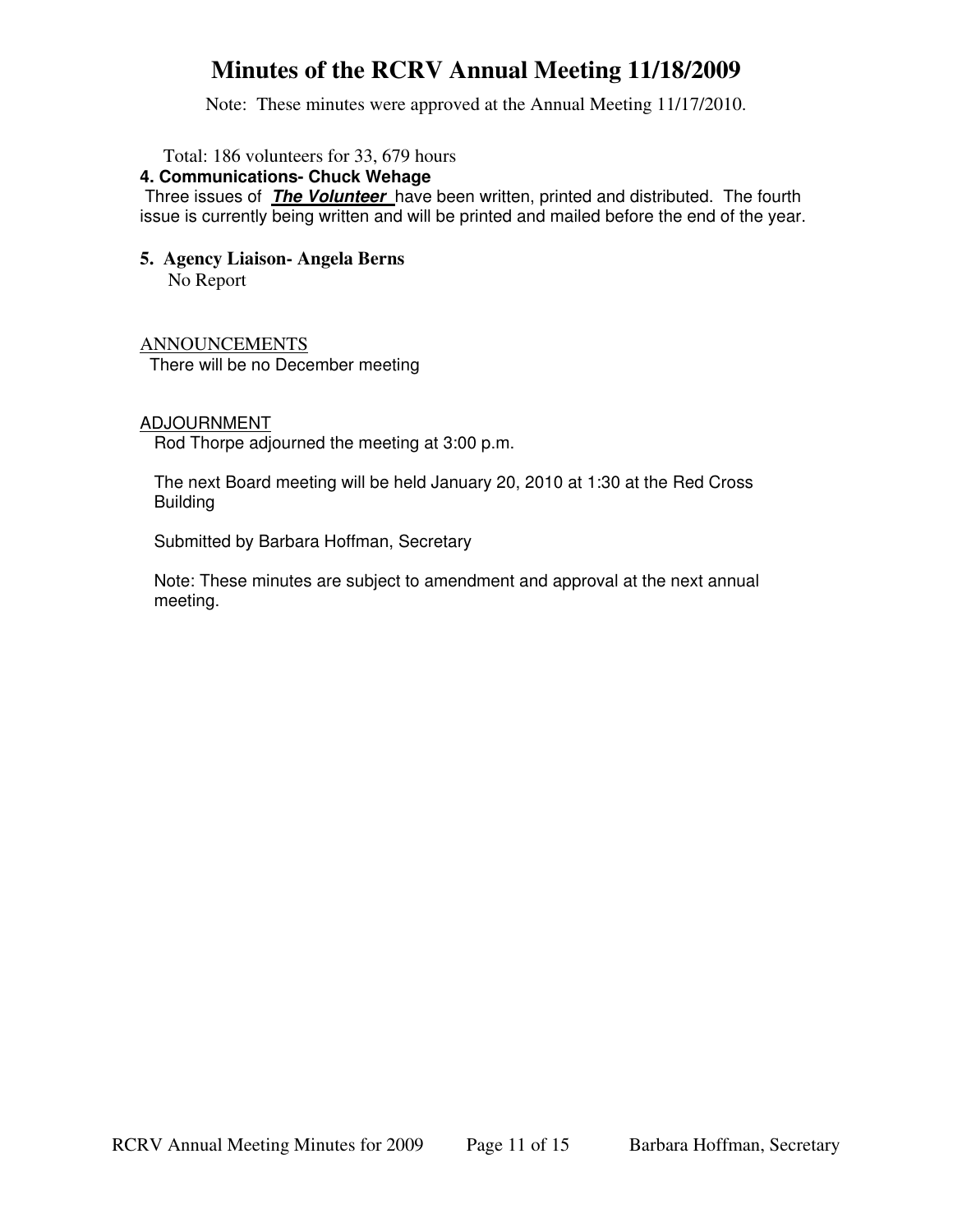# Minutes of the RCRV Annual Meeting 11/18/2009

Note: These minutes were approved at the Annual Meeting 11/17/2010.

Total: 186 volunteers for 33, 679 hours

**4. Communications- Chuck Wehage**

Three issues of ***The Volunteer*** have been written, printed and distributed. The fourth issue is currently being written and will be printed and mailed before the end of the year.

**5. Agency Liaison- Angela Berns**

No Report

ANNOUNCEMENTS

There will be no December meeting

ADJOURNMENT

Rod Thorpe adjourned the meeting at 3:00 p.m.

The next Board meeting will be held January 20, 2010 at 1:30 at the Red Cross Building

Submitted by Barbara Hoffman, Secretary

Note: These minutes are subject to amendment and approval at the next annual meeting.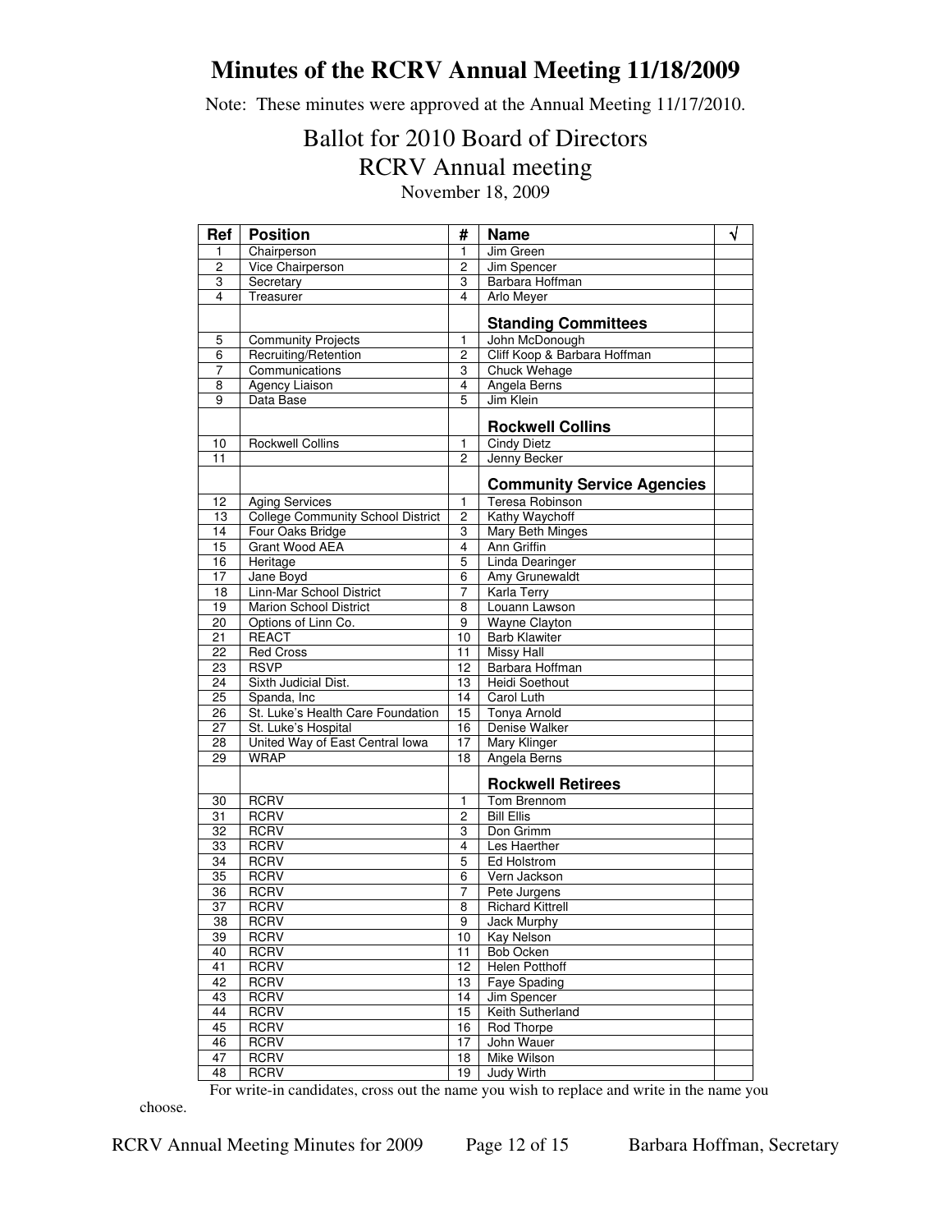# Minutes of the RCRV Annual Meeting 11/18/2009

Note: These minutes were approved at the Annual Meeting 11/17/2010.

## Ballot for 2010 Board of Directors
## RCRV Annual meeting

November 18, 2009

| Ref | Position | # | Name | √ |
|---|---|---|---|---|
| 1 | Chairperson | 1 | Jim Green | |
| 2 | Vice Chairperson | 2 | Jim Spencer | |
| 3 | Secretary | 3 | Barbara Hoffman | |
| 4 | Treasurer | 4 | Arlo Meyer | |
| | | | **Standing Committees** | |
| 5 | Community Projects | 1 | John McDonough | |
| 6 | Recruiting/Retention | 2 | Cliff Koop & Barbara Hoffman | |
| 7 | Communications | 3 | Chuck Wehage | |
| 8 | Agency Liaison | 4 | Angela Berns | |
| 9 | Data Base | 5 | Jim Klein | |
| | | | **Rockwell Collins** | |
| 10 | Rockwell Collins | 1 | Cindy Dietz | |
| 11 | | 2 | Jenny Becker | |
| | | | **Community Service Agencies** | |
| 12 | Aging Services | 1 | Teresa Robinson | |
| 13 | College Community School District | 2 | Kathy Waychoff | |
| 14 | Four Oaks Bridge | 3 | Mary Beth Minges | |
| 15 | Grant Wood AEA | 4 | Ann Griffin | |
| 16 | Heritage | 5 | Linda Dearinger | |
| 17 | Jane Boyd | 6 | Amy Grunewaldt | |
| 18 | Linn-Mar School District | 7 | Karla Terry | |
| 19 | Marion School District | 8 | Louann Lawson | |
| 20 | Options of Linn Co. | 9 | Wayne Clayton | |
| 21 | REACT | 10 | Barb Klawiter | |
| 22 | Red Cross | 11 | Missy Hall | |
| 23 | RSVP | 12 | Barbara Hoffman | |
| 24 | Sixth Judicial Dist. | 13 | Heidi Soethout | |
| 25 | Spanda, Inc | 14 | Carol Luth | |
| 26 | St. Luke's Health Care Foundation | 15 | Tonya Arnold | |
| 27 | St. Luke's Hospital | 16 | Denise Walker | |
| 28 | United Way of East Central Iowa | 17 | Mary Klinger | |
| 29 | WRAP | 18 | Angela Berns | |
| | | | **Rockwell Retirees** | |
| 30 | RCRV | 1 | Tom Brennom | |
| 31 | RCRV | 2 | Bill Ellis | |
| 32 | RCRV | 3 | Don Grimm | |
| 33 | RCRV | 4 | Les Haerther | |
| 34 | RCRV | 5 | Ed Holstrom | |
| 35 | RCRV | 6 | Vern Jackson | |
| 36 | RCRV | 7 | Pete Jurgens | |
| 37 | RCRV | 8 | Richard Kittrell | |
| 38 | RCRV | 9 | Jack Murphy | |
| 39 | RCRV | 10 | Kay Nelson | |
| 40 | RCRV | 11 | Bob Ocken | |
| 41 | RCRV | 12 | Helen Potthoff | |
| 42 | RCRV | 13 | Faye Spading | |
| 43 | RCRV | 14 | Jim Spencer | |
| 44 | RCRV | 15 | Keith Sutherland | |
| 45 | RCRV | 16 | Rod Thorpe | |
| 46 | RCRV | 17 | John Wauer | |
| 47 | RCRV | 18 | Mike Wilson | |
| 48 | RCRV | 19 | Judy Wirth | |

For write-in candidates, cross out the name you wish to replace and write in the name you choose.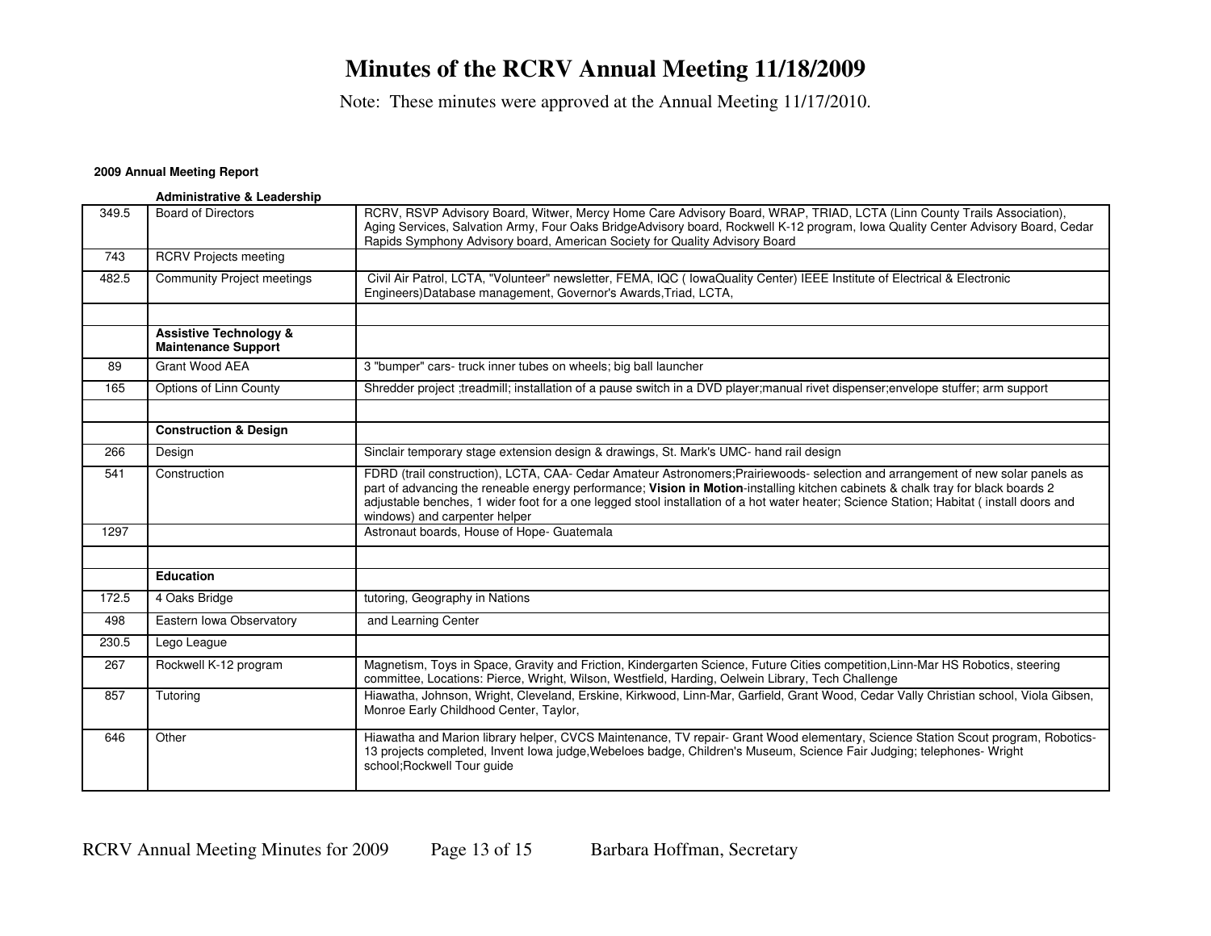# Minutes of the RCRV Annual Meeting 11/18/2009

Note: These minutes were approved at the Annual Meeting 11/17/2010.

**2009 Annual Meeting Report**

| | **Administrative & Leadership** | |
|---|---|---|
| 349.5 | Board of Directors | RCRV, RSVP Advisory Board, Witwer, Mercy Home Care Advisory Board, WRAP, TRIAD, LCTA (Linn County Trails Association), Aging Services, Salvation Army, Four Oaks BridgeAdvisory board, Rockwell K-12 program, Iowa Quality Center Advisory Board, Cedar Rapids Symphony Advisory board, American Society for Quality Advisory Board |
| 743 | RCRV Projects meeting | |
| 482.5 | Community Project meetings | Civil Air Patrol, LCTA, "Volunteer" newsletter, FEMA, IQC ( IowaQuality Center) IEEE Institute of Electrical & Electronic Engineers)Database management, Governor's Awards,Triad, LCTA, |
| | | |
| | **Assistive Technology & Maintenance Support** | |
| 89 | Grant Wood AEA | 3 "bumper" cars- truck inner tubes on wheels; big ball launcher |
| 165 | Options of Linn County | Shredder project ;treadmill; installation of a pause switch in a DVD player;manual rivet dispenser;envelope stuffer; arm support |
| | | |
| | **Construction & Design** | |
| 266 | Design | Sinclair temporary stage extension design & drawings, St. Mark's UMC- hand rail design |
| 541 | Construction | FDRD (trail construction), LCTA, CAA- Cedar Amateur Astronomers;Prairiewoods- selection and arrangement of new solar panels as part of advancing the reneable energy performance; **Vision in Motion**-installing kitchen cabinets & chalk tray for black boards 2 adjustable benches, 1 wider foot for a one legged stool installation of a hot water heater; Science Station; Habitat ( install doors and windows) and carpenter helper |
| 1297 | | Astronaut boards, House of Hope- Guatemala |
| | | |
| | **Education** | |
| 172.5 | 4 Oaks Bridge | tutoring, Geography in Nations |
| 498 | Eastern Iowa Observatory | and Learning Center |
| 230.5 | Lego League | |
| 267 | Rockwell K-12 program | Magnetism, Toys in Space, Gravity and Friction, Kindergarten Science, Future Cities competition,Linn-Mar HS Robotics, steering committee, Locations: Pierce, Wright, Wilson, Westfield, Harding, Oelwein Library, Tech Challenge |
| 857 | Tutoring | Hiawatha, Johnson, Wright, Cleveland, Erskine, Kirkwood, Linn-Mar, Garfield, Grant Wood, Cedar Vally Christian school, Viola Gibsen, Monroe Early Childhood Center, Taylor, |
| 646 | Other | Hiawatha and Marion library helper, CVCS Maintenance, TV repair- Grant Wood elementary, Science Station Scout program, Robotics-13 projects completed, Invent Iowa judge,Webeloes badge, Children's Museum, Science Fair Judging; telephones- Wright school;Rockwell Tour guide |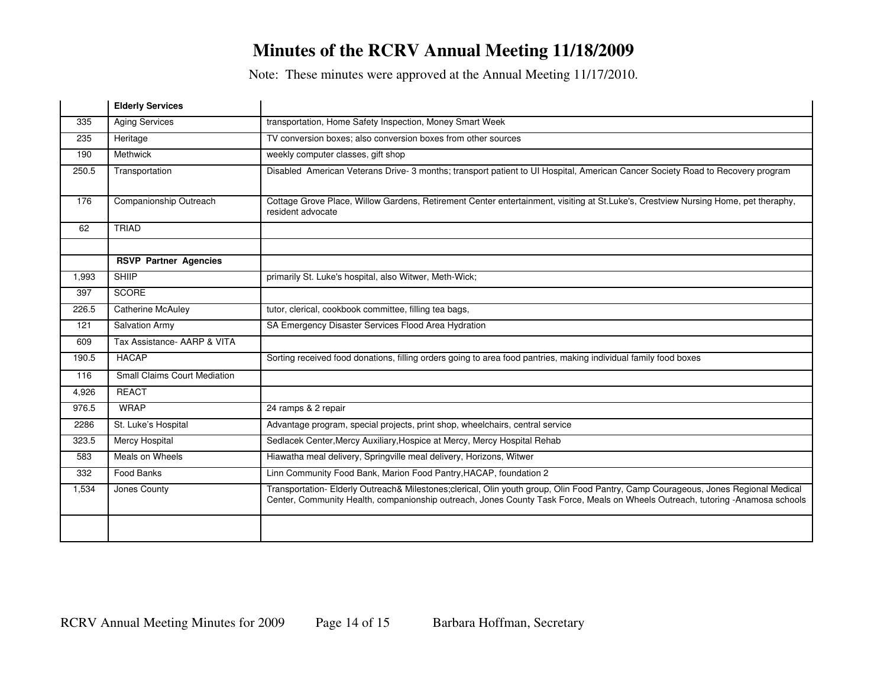# Minutes of the RCRV Annual Meeting 11/18/2009

Note: These minutes were approved at the Annual Meeting 11/17/2010.

| | **Elderly Services** | |
|---|---|---|
| 335 | Aging Services | transportation, Home Safety Inspection, Money Smart Week |
| 235 | Heritage | TV conversion boxes; also conversion boxes from other sources |
| 190 | Methwick | weekly computer classes, gift shop |
| 250.5 | Transportation | Disabled American Veterans Drive- 3 months; transport patient to UI Hospital, American Cancer Society Road to Recovery program |
| 176 | Companionship Outreach | Cottage Grove Place, Willow Gardens, Retirement Center entertainment, visiting at St.Luke's, Crestview Nursing Home, pet theraphy, resident advocate |
| 62 | TRIAD | |
| | | |
| | **RSVP Partner Agencies** | |
| 1,993 | SHIIP | primarily St. Luke's hospital, also Witwer, Meth-Wick; |
| 397 | SCORE | |
| 226.5 | Catherine McAuley | tutor, clerical, cookbook committee, filling tea bags, |
| 121 | Salvation Army | SA Emergency Disaster Services Flood Area Hydration |
| 609 | Tax Assistance- AARP & VITA | |
| 190.5 | HACAP | Sorting received food donations, filling orders going to area food pantries, making individual family food boxes |
| 116 | Small Claims Court Mediation | |
| 4,926 | REACT | |
| 976.5 | WRAP | 24 ramps & 2 repair |
| 2286 | St. Luke's Hospital | Advantage program, special projects, print shop, wheelchairs, central service |
| 323.5 | Mercy Hospital | Sedlacek Center,Mercy Auxiliary,Hospice at Mercy, Mercy Hospital Rehab |
| 583 | Meals on Wheels | Hiawatha meal delivery, Springville meal delivery, Horizons, Witwer |
| 332 | Food Banks | Linn Community Food Bank, Marion Food Pantry,HACAP, foundation 2 |
| 1,534 | Jones County | Transportation- Elderly Outreach& Milestones;clerical, Olin youth group, Olin Food Pantry, Camp Courageous, Jones Regional Medical Center, Community Health, companionship outreach, Jones County Task Force, Meals on Wheels Outreach, tutoring -Anamosa schools |
| | | |

RCRV Annual Meeting Minutes for 2009 Barbara Hoffman, Secretary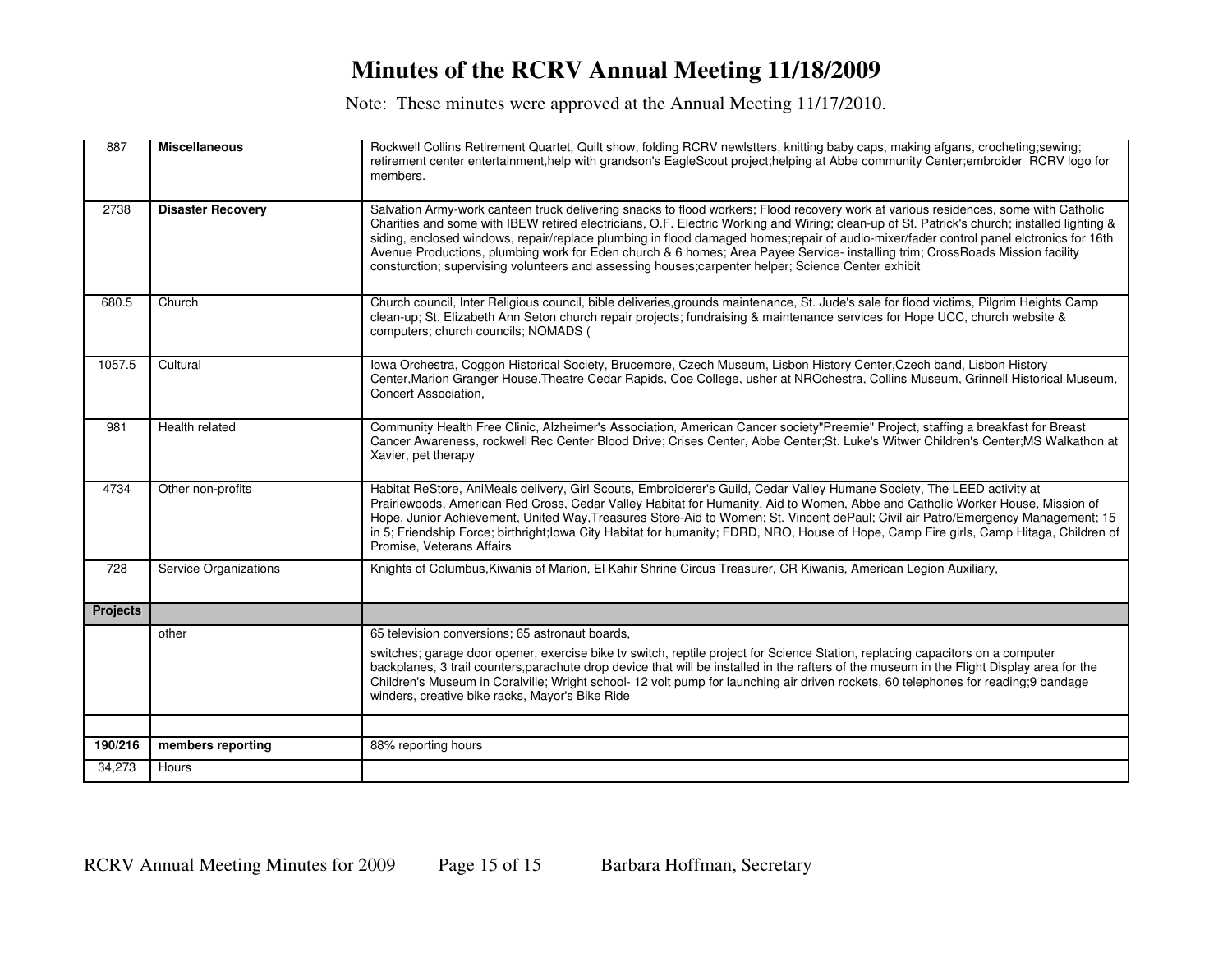# Minutes of the RCRV Annual Meeting 11/18/2009

Note: These minutes were approved at the Annual Meeting 11/17/2010.

| | | |
|---|---|---|
| 887 | **Miscellaneous** | Rockwell Collins Retirement Quartet, Quilt show, folding RCRV newlstters, knitting baby caps, making afgans, crocheting;sewing; retirement center entertainment,help with grandson's EagleScout project;helping at Abbe community Center;embroider RCRV logo for members. |
| 2738 | **Disaster Recovery** | Salvation Army-work canteen truck delivering snacks to flood workers; Flood recovery work at various residences, some with Catholic Charities and some with IBEW retired electricians, O.F. Electric Working and Wiring; clean-up of St. Patrick's church; installed lighting & siding, enclosed windows, repair/replace plumbing in flood damaged homes;repair of audio-mixer/fader control panel elctronics for 16th Avenue Productions, plumbing work for Eden church & 6 homes; Area Payee Service- installing trim; CrossRoads Mission facility consturction; supervising volunteers and assessing houses;carpenter helper; Science Center exhibit |
| 680.5 | Church | Church council, Inter Religious council, bible deliveries,grounds maintenance, St. Jude's sale for flood victims, Pilgrim Heights Camp clean-up; St. Elizabeth Ann Seton church repair projects; fundraising & maintenance services for Hope UCC, church website & computers; church councils; NOMADS ( |
| 1057.5 | Cultural | Iowa Orchestra, Coggon Historical Society, Brucemore, Czech Museum, Lisbon History Center,Czech band, Lisbon History Center,Marion Granger House,Theatre Cedar Rapids, Coe College, usher at NROchestra, Collins Museum, Grinnell Historical Museum, Concert Association, |
| 981 | Health related | Community Health Free Clinic, Alzheimer's Association, American Cancer society"Preemie" Project, staffing a breakfast for Breast Cancer Awareness, rockwell Rec Center Blood Drive; Crises Center, Abbe Center;St. Luke's Witwer Children's Center;MS Walkathon at Xavier, pet therapy |
| 4734 | Other non-profits | Habitat ReStore, AniMeals delivery, Girl Scouts, Embroiderer's Guild, Cedar Valley Humane Society, The LEED activity at Prairiewoods, American Red Cross, Cedar Valley Habitat for Humanity, Aid to Women, Abbe and Catholic Worker House, Mission of Hope, Junior Achievement, United Way,Treasures Store-Aid to Women; St. Vincent dePaul; Civil air Patro/Emergency Management; 15 in 5; Friendship Force; birthright;Iowa City Habitat for humanity; FDRD, NRO, House of Hope, Camp Fire girls, Camp Hitaga, Children of Promise, Veterans Affairs |
| 728 | Service Organizations | Knights of Columbus,Kiwanis of Marion, El Kahir Shrine Circus Treasurer, CR Kiwanis, American Legion Auxiliary, |
| **Projects** | | |
| | other | 65 television conversions; 65 astronaut boards, switches; garage door opener, exercise bike tv switch, reptile project for Science Station, replacing capacitors on a computer backplanes, 3 trail counters,parachute drop device that will be installed in the rafters of the museum in the Flight Display area for the Children's Museum in Coralville; Wright school- 12 volt pump for launching air driven rockets, 60 telephones for reading;9 bandage winders, creative bike racks, Mayor's Bike Ride |
| | | |
| **190/216** | **members reporting** | 88% reporting hours |
| 34,273 | Hours | |